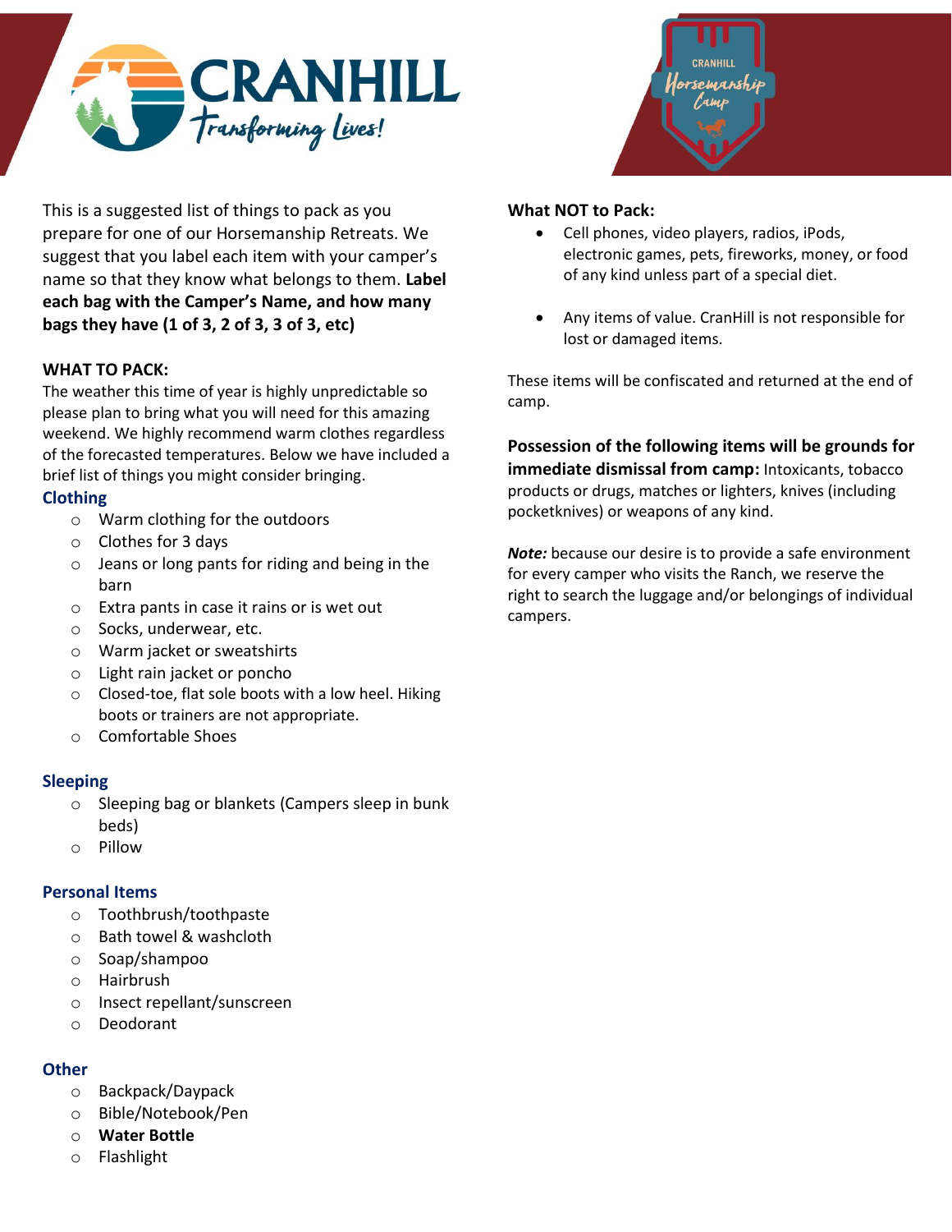CRANHILL
Transforming Lives!

CRANHILL Horsemanship Camp

This is a suggested list of things to pack as you prepare for one of our Horsemanship Retreats. We suggest that you label each item with your camper's name so that they know what belongs to them. **Label each bag with the Camper's Name, and how many bags they have (1 of 3, 2 of 3, 3 of 3, etc)**

## WHAT TO PACK:

The weather this time of year is highly unpredictable so please plan to bring what you will need for this amazing weekend. We highly recommend warm clothes regardless of the forecasted temperatures. Below we have included a brief list of things you might consider bringing.

### Clothing

- Warm clothing for the outdoors
- Clothes for 3 days
- Jeans or long pants for riding and being in the barn
- Extra pants in case it rains or is wet out
- Socks, underwear, etc.
- Warm jacket or sweatshirts
- Light rain jacket or poncho
- Closed-toe, flat sole boots with a low heel. Hiking boots or trainers are not appropriate.
- Comfortable Shoes

### Sleeping

- Sleeping bag or blankets (Campers sleep in bunk beds)
- Pillow

### Personal Items

- Toothbrush/toothpaste
- Bath towel & washcloth
- Soap/shampoo
- Hairbrush
- Insect repellant/sunscreen
- Deodorant

### Other

- Backpack/Daypack
- Bible/Notebook/Pen
- **Water Bottle**
- Flashlight

## What NOT to Pack:

- Cell phones, video players, radios, iPods, electronic games, pets, fireworks, money, or food of any kind unless part of a special diet.
- Any items of value. CranHill is not responsible for lost or damaged items.

These items will be confiscated and returned at the end of camp.

**Possession of the following items will be grounds for immediate dismissal from camp:** Intoxicants, tobacco products or drugs, matches or lighters, knives (including pocketknives) or weapons of any kind.

***Note:*** because our desire is to provide a safe environment for every camper who visits the Ranch, we reserve the right to search the luggage and/or belongings of individual campers.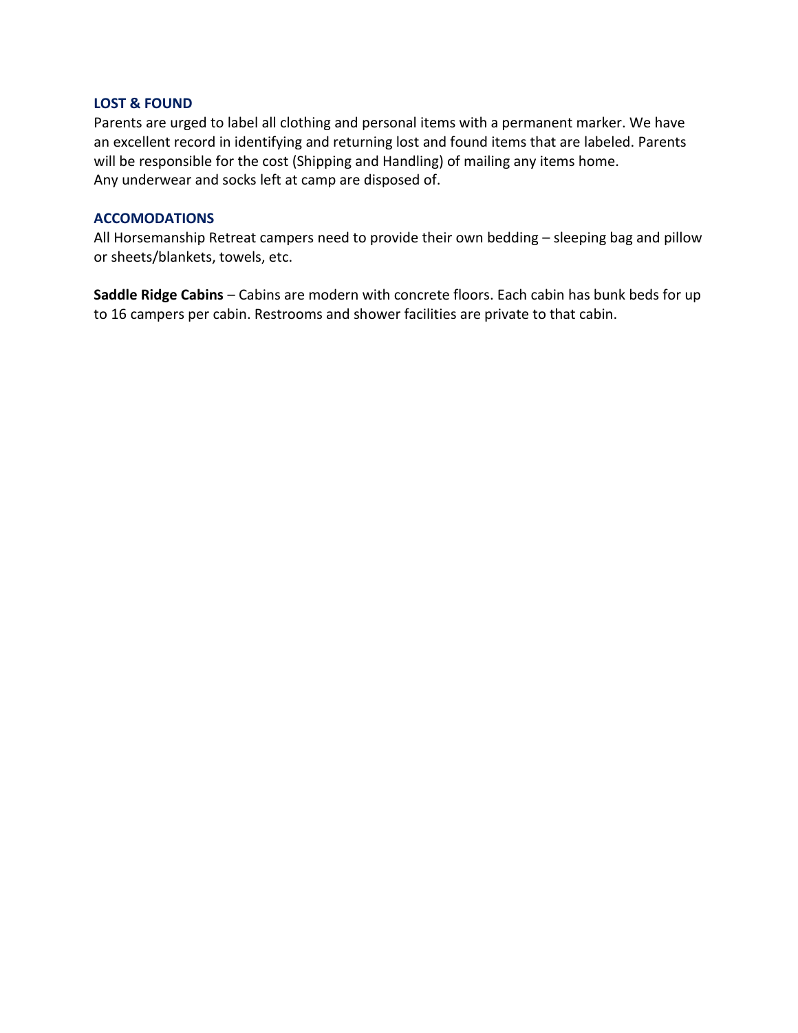## LOST & FOUND

Parents are urged to label all clothing and personal items with a permanent marker. We have an excellent record in identifying and returning lost and found items that are labeled. Parents will be responsible for the cost (Shipping and Handling) of mailing any items home.
Any underwear and socks left at camp are disposed of.

## ACCOMODATIONS

All Horsemanship Retreat campers need to provide their own bedding – sleeping bag and pillow or sheets/blankets, towels, etc.

**Saddle Ridge Cabins** – Cabins are modern with concrete floors. Each cabin has bunk beds for up to 16 campers per cabin. Restrooms and shower facilities are private to that cabin.